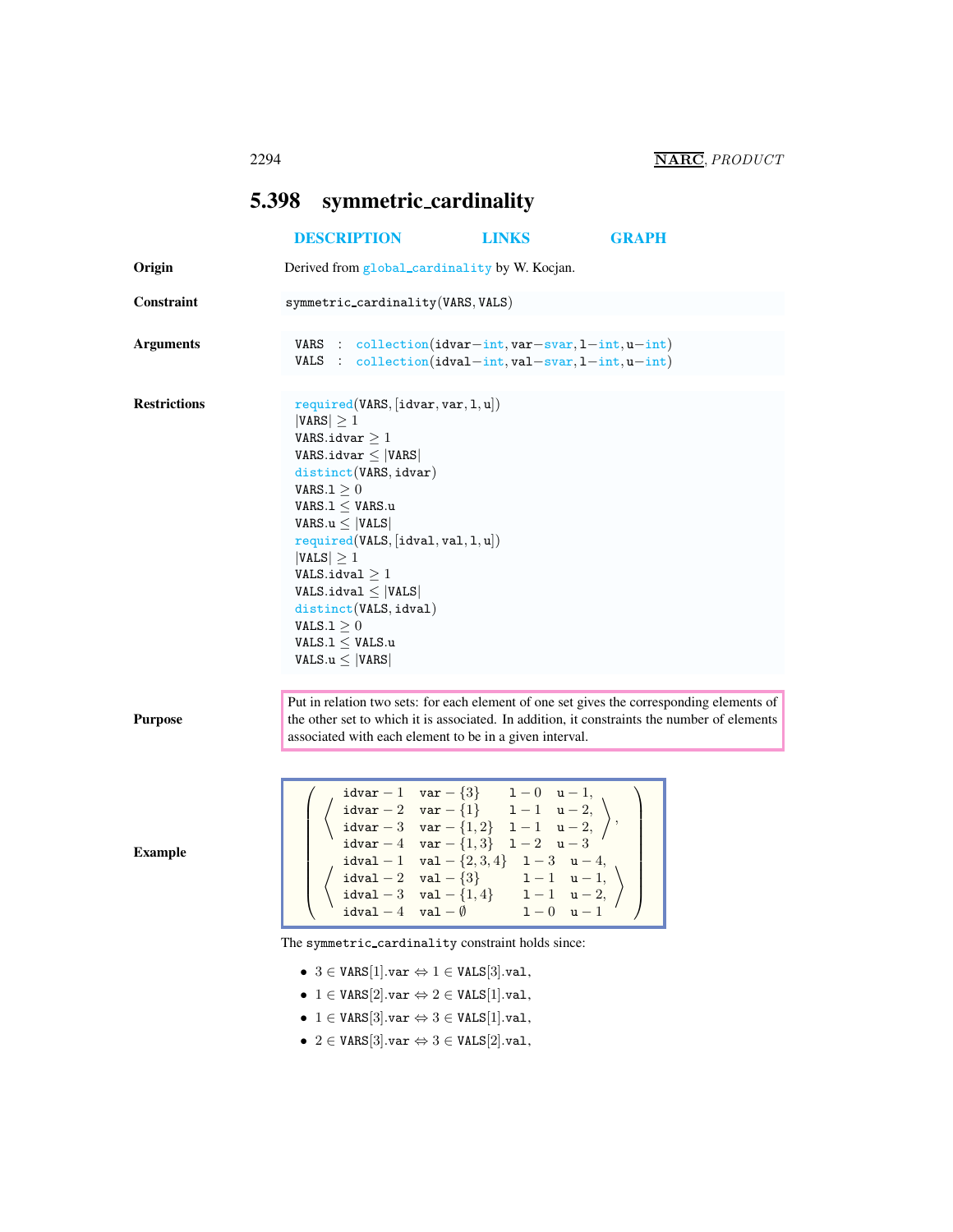## 5.398 symmetric_cardinality

DESCRIPTION LINKS GRAPH

**Origin**

Derived from global_cardinality by W. Kocjan.

**Constraint**

symmetric_cardinality(VARS, VALS)

**Arguments**

```
VARS : collection(idvar-int, var-svar, l-int, u-int)
VALS : collection(idval-int, val-svar, l-int, u-int)
```

**Restrictions**

required(VARS, [idvar, var, l, u])
$|\text{VARS}| \geq 1$
$\text{VARS.idvar} \geq 1$
$\text{VARS.idvar} \leq |\text{VARS}|$
distinct(VARS, idvar)
$\text{VARS.l} \geq 0$
$\text{VARS.l} \leq \text{VARS.u}$
$\text{VARS.u} \leq |\text{VALS}|$
required(VALS, [idval, val, l, u])
$|\text{VALS}| \geq 1$
$\text{VALS.idval} \geq 1$
$\text{VALS.idval} \leq |\text{VALS}|$
distinct(VALS, idval)
$\text{VALS.l} \geq 0$
$\text{VALS.l} \leq \text{VALS.u}$
$\text{VALS.u} \leq |\text{VARS}|$

**Purpose**

Put in relation two sets: for each element of one set gives the corresponding elements of the other set to which it is associated. In addition, it constraints the number of elements associated with each element to be in a given interval.

**Example**

$$
\left(
\begin{array}{l}
\left\langle
\begin{array}{llll}
\text{idvar}-1 & \text{var}-\{3\} & \text{l}-0 & \text{u}-1, \\
\text{idvar}-2 & \text{var}-\{1\} & \text{l}-1 & \text{u}-2, \\
\text{idvar}-3 & \text{var}-\{1,2\} & \text{l}-1 & \text{u}-2, \\
\text{idvar}-4 & \text{var}-\{1,3\} & \text{l}-2 & \text{u}-3
\end{array}
\right\rangle, \\
\left\langle
\begin{array}{llll}
\text{idval}-1 & \text{val}-\{2,3,4\} & \text{l}-3 & \text{u}-4, \\
\text{idval}-2 & \text{val}-\{3\} & \text{l}-1 & \text{u}-1, \\
\text{idval}-3 & \text{val}-\{1,4\} & \text{l}-1 & \text{u}-2, \\
\text{idval}-4 & \text{val}-\emptyset & \text{l}-0 & \text{u}-1
\end{array}
\right\rangle
\end{array}
\right)
$$

The symmetric_cardinality constraint holds since:

- $3 \in \text{VARS}[1].\text{var} \Leftrightarrow 1 \in \text{VALS}[3].\text{val}$,
- $1 \in \text{VARS}[2].\text{var} \Leftrightarrow 2 \in \text{VALS}[1].\text{val}$,
- $1 \in \text{VARS}[3].\text{var} \Leftrightarrow 3 \in \text{VALS}[1].\text{val}$,
- $2 \in \text{VARS}[3].\text{var} \Leftrightarrow 3 \in \text{VALS}[2].\text{val}$,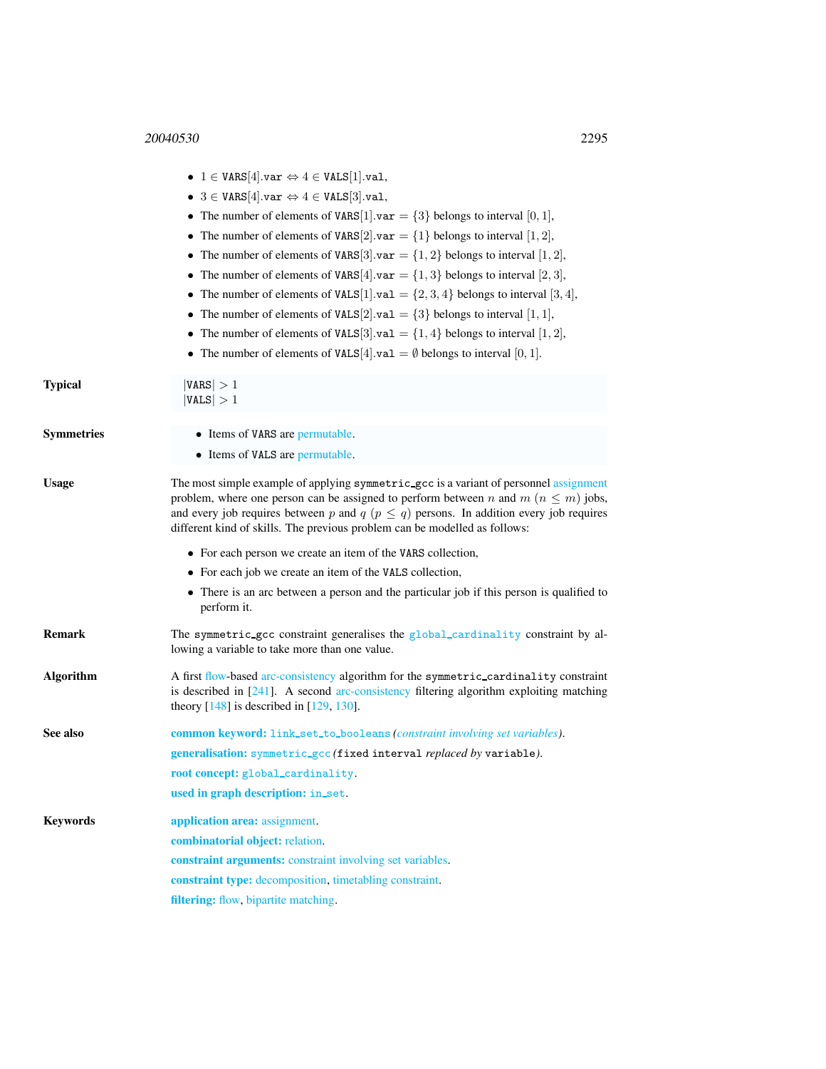- $1 \in$ VARS[4].var $\Leftrightarrow 4 \in$ VALS[1].val,
- $3 \in$ VARS[4].var $\Leftrightarrow 4 \in$ VALS[3].val,
- The number of elements of VARS[1].var $= \{3\}$ belongs to interval $[0, 1]$,
- The number of elements of VARS[2].var $= \{1\}$ belongs to interval $[1, 2]$,
- The number of elements of VARS[3].var $= \{1, 2\}$ belongs to interval $[1, 2]$,
- The number of elements of VARS[4].var $= \{1, 3\}$ belongs to interval $[2, 3]$,
- The number of elements of VALS[1].val $= \{2, 3, 4\}$ belongs to interval $[3, 4]$,
- The number of elements of VALS[2].val $= \{3\}$ belongs to interval $[1, 1]$,
- The number of elements of VALS[3].val $= \{1, 4\}$ belongs to interval $[1, 2]$,
- The number of elements of VALS[4].val $= \emptyset$ belongs to interval $[0, 1]$.

**Typical**

$|\text{VARS}| > 1$
$|\text{VALS}| > 1$

**Symmetries**

- Items of VARS are permutable.
- Items of VALS are permutable.

**Usage**

The most simple example of applying symmetric_gcc is a variant of personnel assignment problem, where one person can be assigned to perform between $n$ and $m$ ($n \leq m$) jobs, and every job requires between $p$ and $q$ ($p \leq q$) persons. In addition every job requires different kind of skills. The previous problem can be modelled as follows:

- For each person we create an item of the VARS collection,
- For each job we create an item of the VALS collection,
- There is an arc between a person and the particular job if this person is qualified to perform it.

**Remark**

The symmetric_gcc constraint generalises the global_cardinality constraint by allowing a variable to take more than one value.

**Algorithm**

A first flow-based arc-consistency algorithm for the symmetric_cardinality constraint is described in [241]. A second arc-consistency filtering algorithm exploiting matching theory [148] is described in [129, 130].

**See also**

**common keyword:** link_set_to_booleans *(constraint involving set variables)*.

**generalisation:** symmetric_gcc *(*fixed interval *replaced by* variable*)*.

**root concept:** global_cardinality.

**used in graph description:** in_set.

**Keywords**

**application area:** assignment.

**combinatorial object:** relation.

**constraint arguments:** constraint involving set variables.

**constraint type:** decomposition, timetabling constraint.

**filtering:** flow, bipartite matching.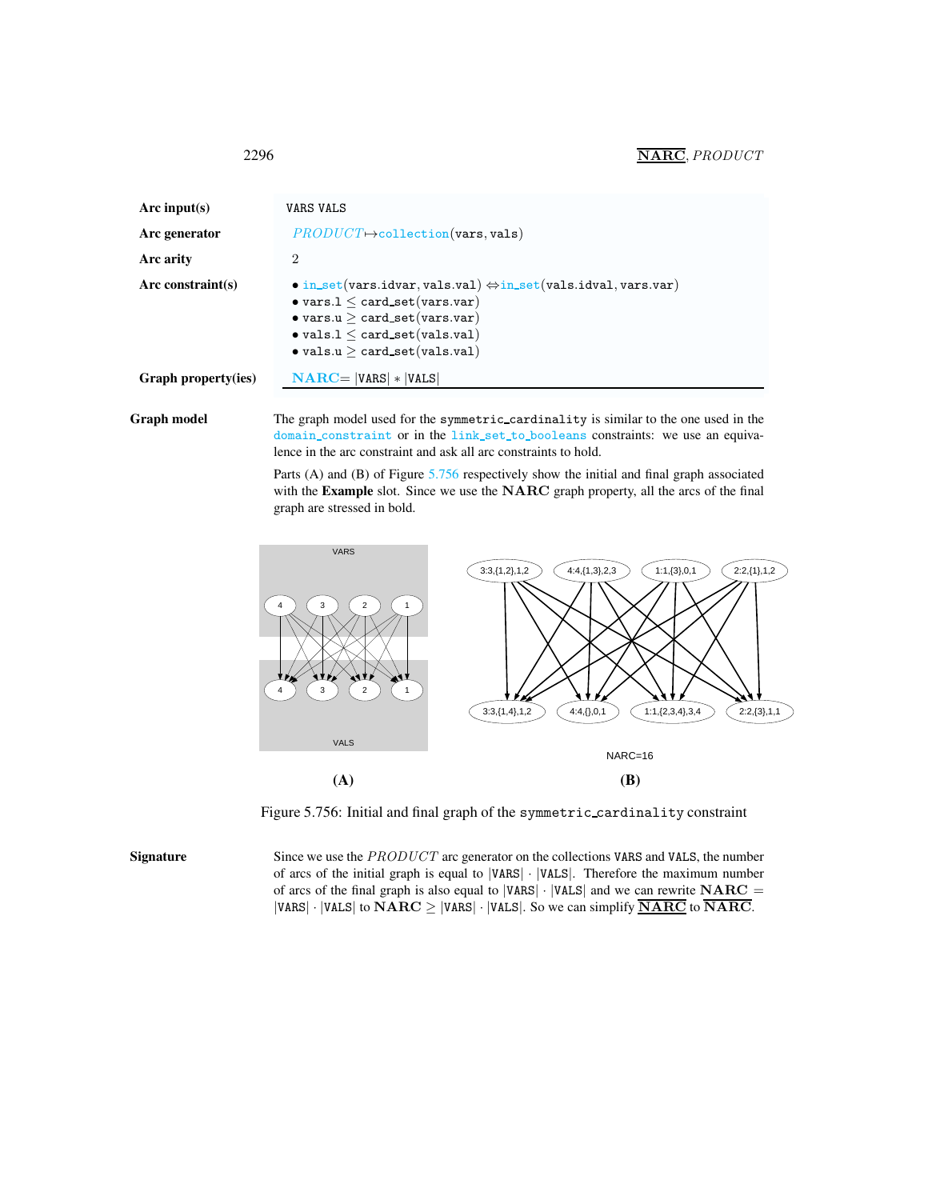| | |
|---|---|
| **Arc input(s)** | VARS VALS |
| **Arc generator** | *PRODUCT* $\mapsto$ collection(vars, vals) |
| **Arc arity** | 2 |
| **Arc constraint(s)** | • in_set(vars.idvar, vals.val) $\Leftrightarrow$ in_set(vals.idval, vars.var)<br>• vars.l $\leq$ card_set(vars.var)<br>• vars.u $\geq$ card_set(vars.var)<br>• vals.l $\leq$ card_set(vals.val)<br>• vals.u $\geq$ card_set(vals.val) |
| **Graph property(ies)** | **NARC** = \|VARS\| $*$ \|VALS\| |

**Graph model**

The graph model used for the symmetric_cardinality is similar to the one used in the domain_constraint or in the link_set_to_booleans constraints: we use an equivalence in the arc constraint and ask all arc constraints to hold.

Parts (A) and (B) of Figure 5.756 respectively show the initial and final graph associated with the **Example** slot. Since we use the **NARC** graph property, all the arcs of the final graph are stressed in bold.

Figure 5.756: Initial and final graph of the symmetric_cardinality constraint

**Signature**

Since we use the *PRODUCT* arc generator on the collections VARS and VALS, the number of arcs of the initial graph is equal to |VARS| · |VALS|. Therefore the maximum number of arcs of the final graph is also equal to |VARS| · |VALS| and we can rewrite **NARC** = |VARS| · |VALS| to **NARC** $\geq$ |VARS| · |VALS|. So we can simplify $\underline{\textbf{NARC}}$ to $\overline{\textbf{NARC}}$.